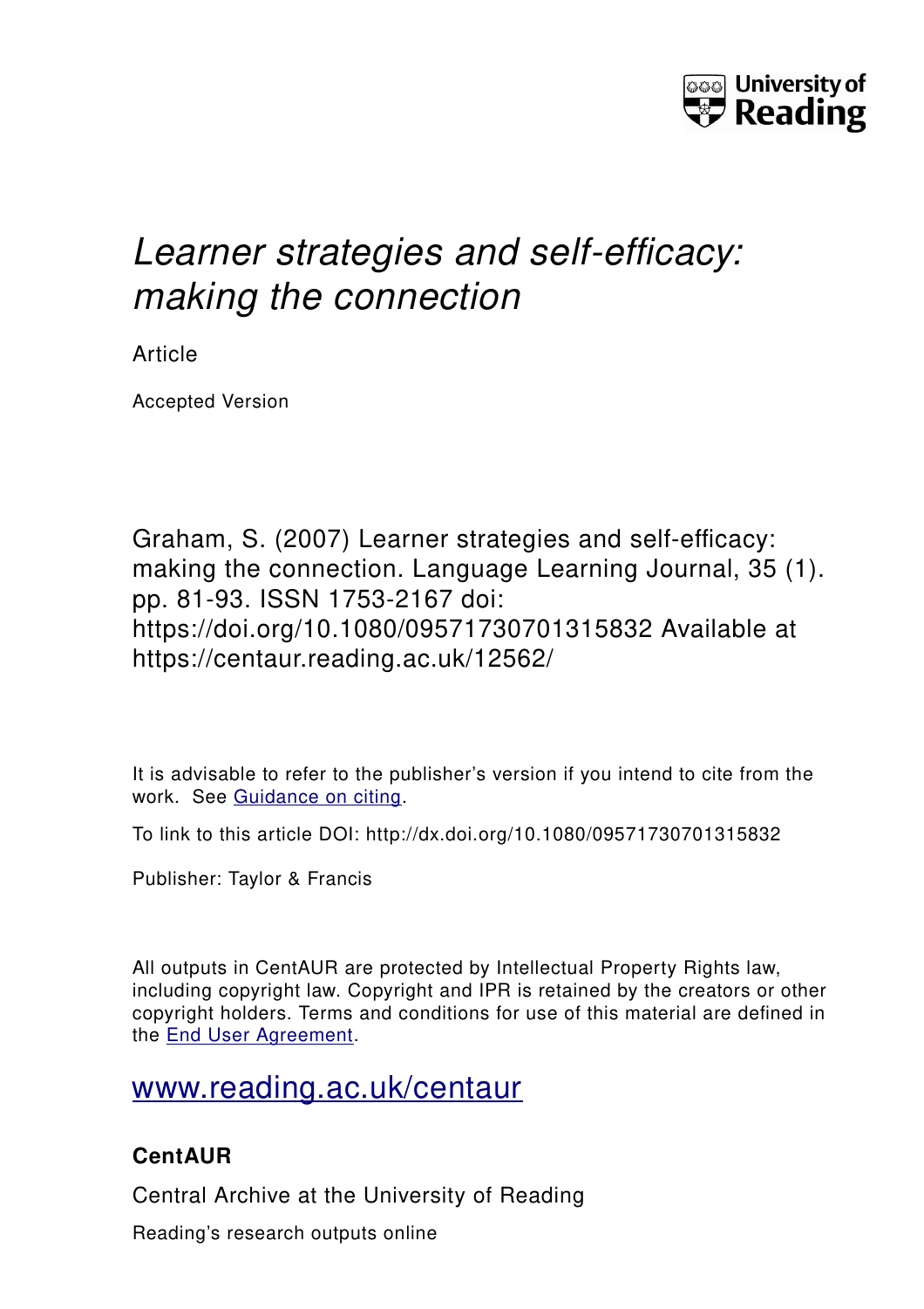University of Reading

# *Learner strategies and self-efficacy: making the connection*

Article

Accepted Version

Graham, S. (2007) Learner strategies and self-efficacy: making the connection. Language Learning Journal, 35 (1). pp. 81-93. ISSN 1753-2167 doi: https://doi.org/10.1080/09571730701315832 Available at https://centaur.reading.ac.uk/12562/

It is advisable to refer to the publisher's version if you intend to cite from the work. See Guidance on citing.

To link to this article DOI: http://dx.doi.org/10.1080/09571730701315832

Publisher: Taylor & Francis

All outputs in CentAUR are protected by Intellectual Property Rights law, including copyright law. Copyright and IPR is retained by the creators or other copyright holders. Terms and conditions for use of this material are defined in the End User Agreement.

www.reading.ac.uk/centaur

**CentAUR**

Central Archive at the University of Reading

Reading's research outputs online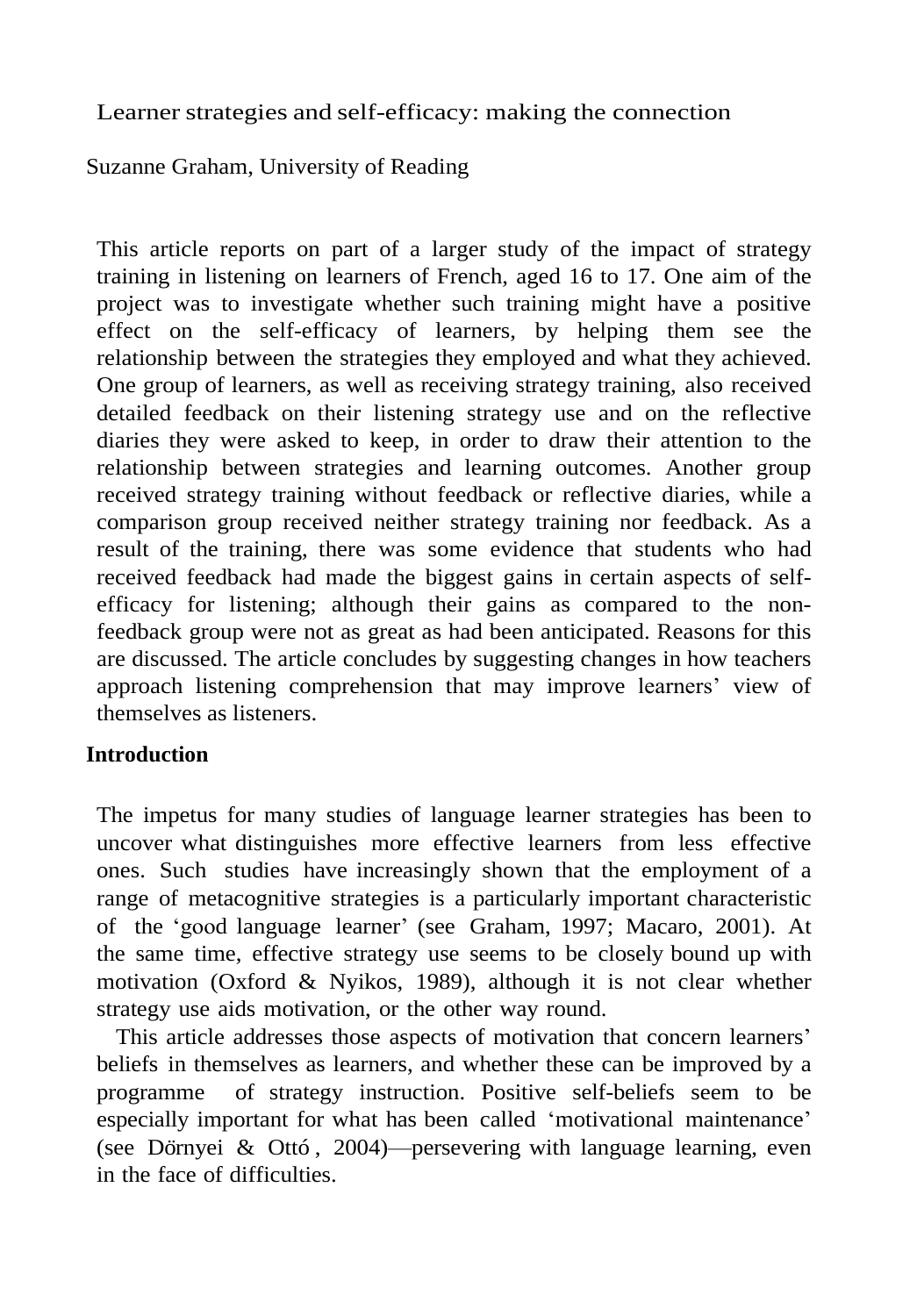# Learner strategies and self-efficacy: making the connection

Suzanne Graham, University of Reading

This article reports on part of a larger study of the impact of strategy training in listening on learners of French, aged 16 to 17. One aim of the project was to investigate whether such training might have a positive effect on the self-efficacy of learners, by helping them see the relationship between the strategies they employed and what they achieved. One group of learners, as well as receiving strategy training, also received detailed feedback on their listening strategy use and on the reflective diaries they were asked to keep, in order to draw their attention to the relationship between strategies and learning outcomes. Another group received strategy training without feedback or reflective diaries, while a comparison group received neither strategy training nor feedback. As a result of the training, there was some evidence that students who had received feedback had made the biggest gains in certain aspects of self-efficacy for listening; although their gains as compared to the non-feedback group were not as great as had been anticipated. Reasons for this are discussed. The article concludes by suggesting changes in how teachers approach listening comprehension that may improve learners' view of themselves as listeners.

## Introduction

The impetus for many studies of language learner strategies has been to uncover what distinguishes more effective learners from less effective ones. Such studies have increasingly shown that the employment of a range of metacognitive strategies is a particularly important characteristic of the 'good language learner' (see Graham, 1997; Macaro, 2001). At the same time, effective strategy use seems to be closely bound up with motivation (Oxford & Nyikos, 1989), although it is not clear whether strategy use aids motivation, or the other way round.

This article addresses those aspects of motivation that concern learners' beliefs in themselves as learners, and whether these can be improved by a programme of strategy instruction. Positive self-beliefs seem to be especially important for what has been called 'motivational maintenance' (see Dörnyei & Ottó, 2004)—persevering with language learning, even in the face of difficulties.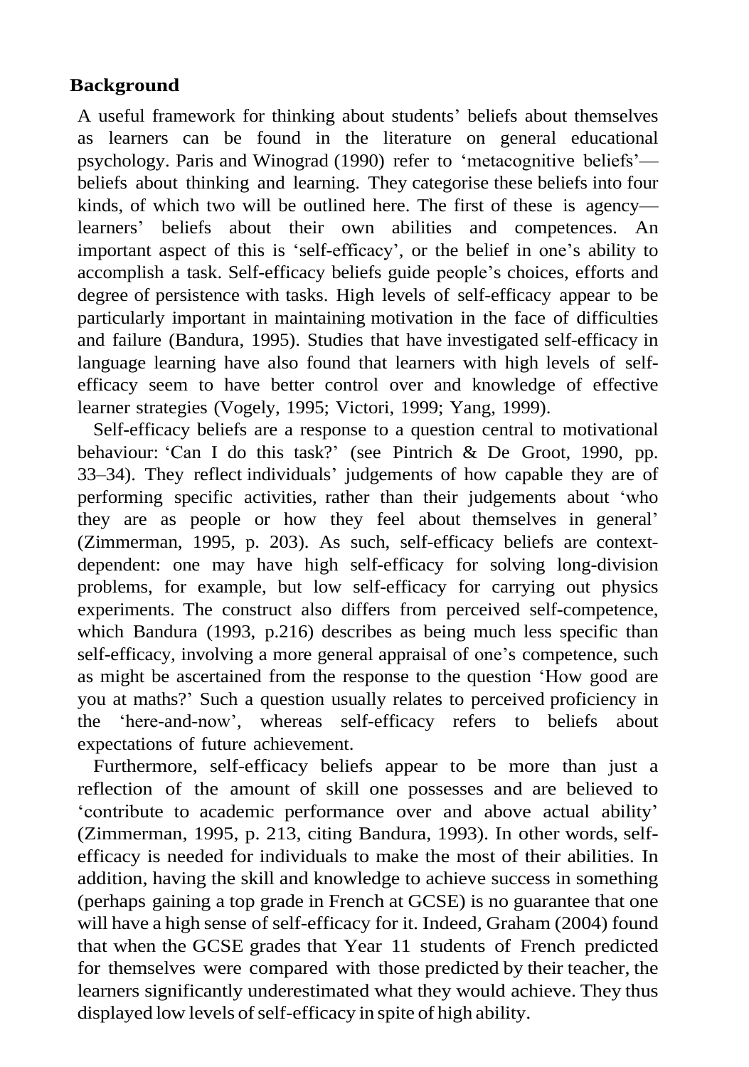## Background

A useful framework for thinking about students' beliefs about themselves as learners can be found in the literature on general educational psychology. Paris and Winograd (1990) refer to 'metacognitive beliefs'—beliefs about thinking and learning. They categorise these beliefs into four kinds, of which two will be outlined here. The first of these is agency—learners' beliefs about their own abilities and competences. An important aspect of this is 'self-efficacy', or the belief in one's ability to accomplish a task. Self-efficacy beliefs guide people's choices, efforts and degree of persistence with tasks. High levels of self-efficacy appear to be particularly important in maintaining motivation in the face of difficulties and failure (Bandura, 1995). Studies that have investigated self-efficacy in language learning have also found that learners with high levels of self-efficacy seem to have better control over and knowledge of effective learner strategies (Vogely, 1995; Victori, 1999; Yang, 1999).

Self-efficacy beliefs are a response to a question central to motivational behaviour: 'Can I do this task?' (see Pintrich & De Groot, 1990, pp. 33–34). They reflect individuals' judgements of how capable they are of performing specific activities, rather than their judgements about 'who they are as people or how they feel about themselves in general' (Zimmerman, 1995, p. 203). As such, self-efficacy beliefs are context-dependent: one may have high self-efficacy for solving long-division problems, for example, but low self-efficacy for carrying out physics experiments. The construct also differs from perceived self-competence, which Bandura (1993, p.216) describes as being much less specific than self-efficacy, involving a more general appraisal of one's competence, such as might be ascertained from the response to the question 'How good are you at maths?' Such a question usually relates to perceived proficiency in the 'here-and-now', whereas self-efficacy refers to beliefs about expectations of future achievement.

Furthermore, self-efficacy beliefs appear to be more than just a reflection of the amount of skill one possesses and are believed to 'contribute to academic performance over and above actual ability' (Zimmerman, 1995, p. 213, citing Bandura, 1993). In other words, self-efficacy is needed for individuals to make the most of their abilities. In addition, having the skill and knowledge to achieve success in something (perhaps gaining a top grade in French at GCSE) is no guarantee that one will have a high sense of self-efficacy for it. Indeed, Graham (2004) found that when the GCSE grades that Year 11 students of French predicted for themselves were compared with those predicted by their teacher, the learners significantly underestimated what they would achieve. They thus displayed low levels of self-efficacy in spite of high ability.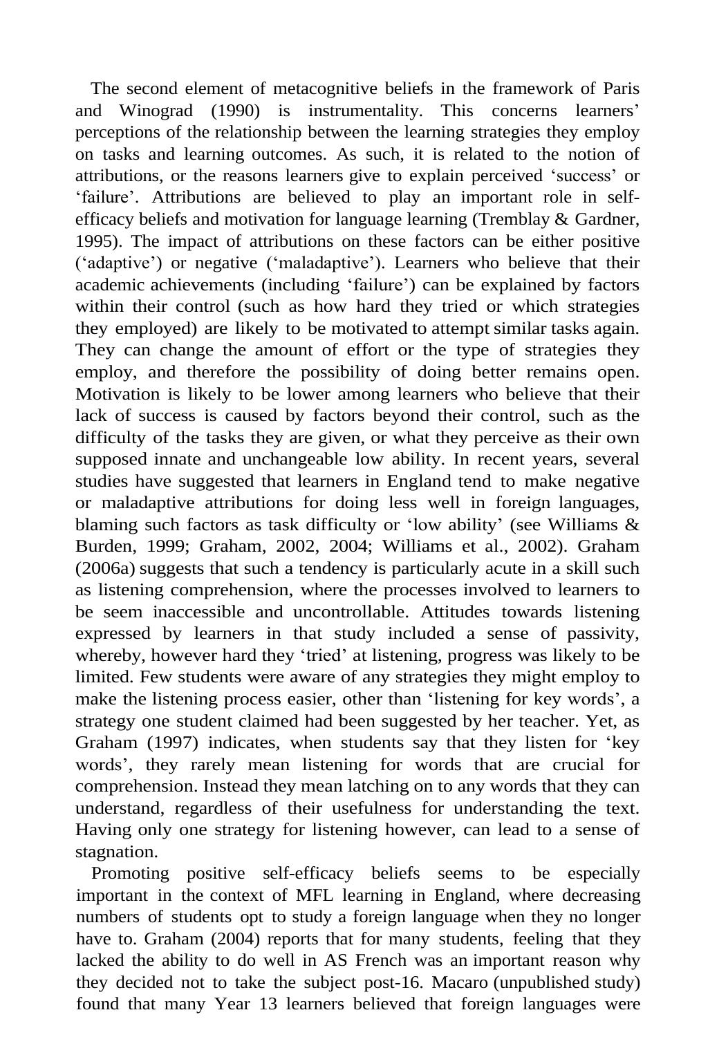The second element of metacognitive beliefs in the framework of Paris and Winograd (1990) is instrumentality. This concerns learners' perceptions of the relationship between the learning strategies they employ on tasks and learning outcomes. As such, it is related to the notion of attributions, or the reasons learners give to explain perceived 'success' or 'failure'. Attributions are believed to play an important role in self-efficacy beliefs and motivation for language learning (Tremblay & Gardner, 1995). The impact of attributions on these factors can be either positive ('adaptive') or negative ('maladaptive'). Learners who believe that their academic achievements (including 'failure') can be explained by factors within their control (such as how hard they tried or which strategies they employed) are likely to be motivated to attempt similar tasks again. They can change the amount of effort or the type of strategies they employ, and therefore the possibility of doing better remains open. Motivation is likely to be lower among learners who believe that their lack of success is caused by factors beyond their control, such as the difficulty of the tasks they are given, or what they perceive as their own supposed innate and unchangeable low ability. In recent years, several studies have suggested that learners in England tend to make negative or maladaptive attributions for doing less well in foreign languages, blaming such factors as task difficulty or 'low ability' (see Williams & Burden, 1999; Graham, 2002, 2004; Williams et al., 2002). Graham (2006a) suggests that such a tendency is particularly acute in a skill such as listening comprehension, where the processes involved to learners to be seem inaccessible and uncontrollable. Attitudes towards listening expressed by learners in that study included a sense of passivity, whereby, however hard they 'tried' at listening, progress was likely to be limited. Few students were aware of any strategies they might employ to make the listening process easier, other than 'listening for key words', a strategy one student claimed had been suggested by her teacher. Yet, as Graham (1997) indicates, when students say that they listen for 'key words', they rarely mean listening for words that are crucial for comprehension. Instead they mean latching on to any words that they can understand, regardless of their usefulness for understanding the text. Having only one strategy for listening however, can lead to a sense of stagnation.

Promoting positive self-efficacy beliefs seems to be especially important in the context of MFL learning in England, where decreasing numbers of students opt to study a foreign language when they no longer have to. Graham (2004) reports that for many students, feeling that they lacked the ability to do well in AS French was an important reason why they decided not to take the subject post-16. Macaro (unpublished study) found that many Year 13 learners believed that foreign languages were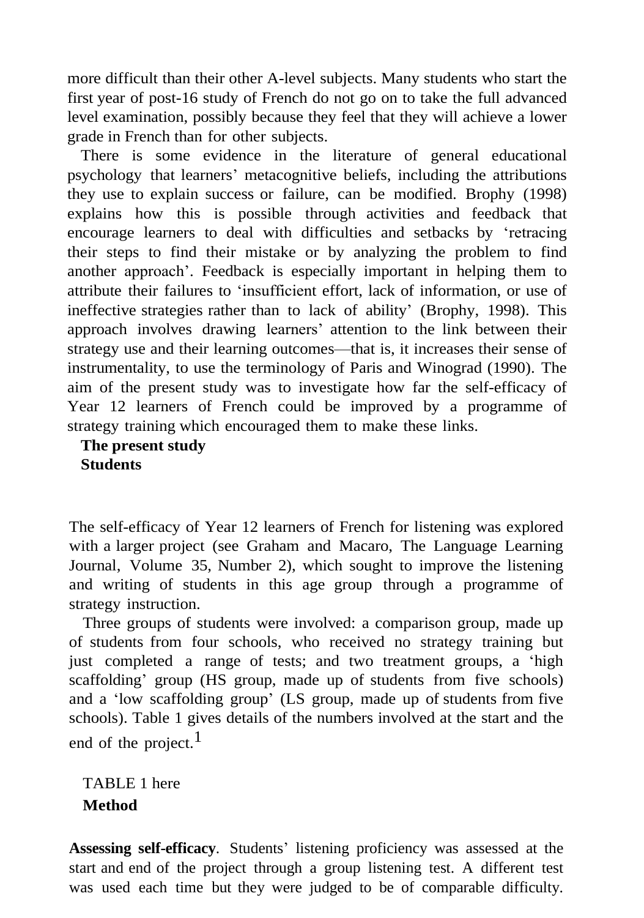more difficult than their other A-level subjects. Many students who start the first year of post-16 study of French do not go on to take the full advanced level examination, possibly because they feel that they will achieve a lower grade in French than for other subjects.

There is some evidence in the literature of general educational psychology that learners' metacognitive beliefs, including the attributions they use to explain success or failure, can be modified. Brophy (1998) explains how this is possible through activities and feedback that encourage learners to deal with difficulties and setbacks by 'retracing their steps to find their mistake or by analyzing the problem to find another approach'. Feedback is especially important in helping them to attribute their failures to 'insufficient effort, lack of information, or use of ineffective strategies rather than to lack of ability' (Brophy, 1998). This approach involves drawing learners' attention to the link between their strategy use and their learning outcomes—that is, it increases their sense of instrumentality, to use the terminology of Paris and Winograd (1990). The aim of the present study was to investigate how far the self-efficacy of Year 12 learners of French could be improved by a programme of strategy training which encouraged them to make these links.

## The present study

### Students

The self-efficacy of Year 12 learners of French for listening was explored with a larger project (see Graham and Macaro, The Language Learning Journal, Volume 35, Number 2), which sought to improve the listening and writing of students in this age group through a programme of strategy instruction.

Three groups of students were involved: a comparison group, made up of students from four schools, who received no strategy training but just completed a range of tests; and two treatment groups, a 'high scaffolding' group (HS group, made up of students from five schools) and a 'low scaffolding group' (LS group, made up of students from five schools). Table 1 gives details of the numbers involved at the start and the end of the project.[1]

TABLE 1 here

### Method

**Assessing self-efficacy**. Students' listening proficiency was assessed at the start and end of the project through a group listening test. A different test was used each time but they were judged to be of comparable difficulty.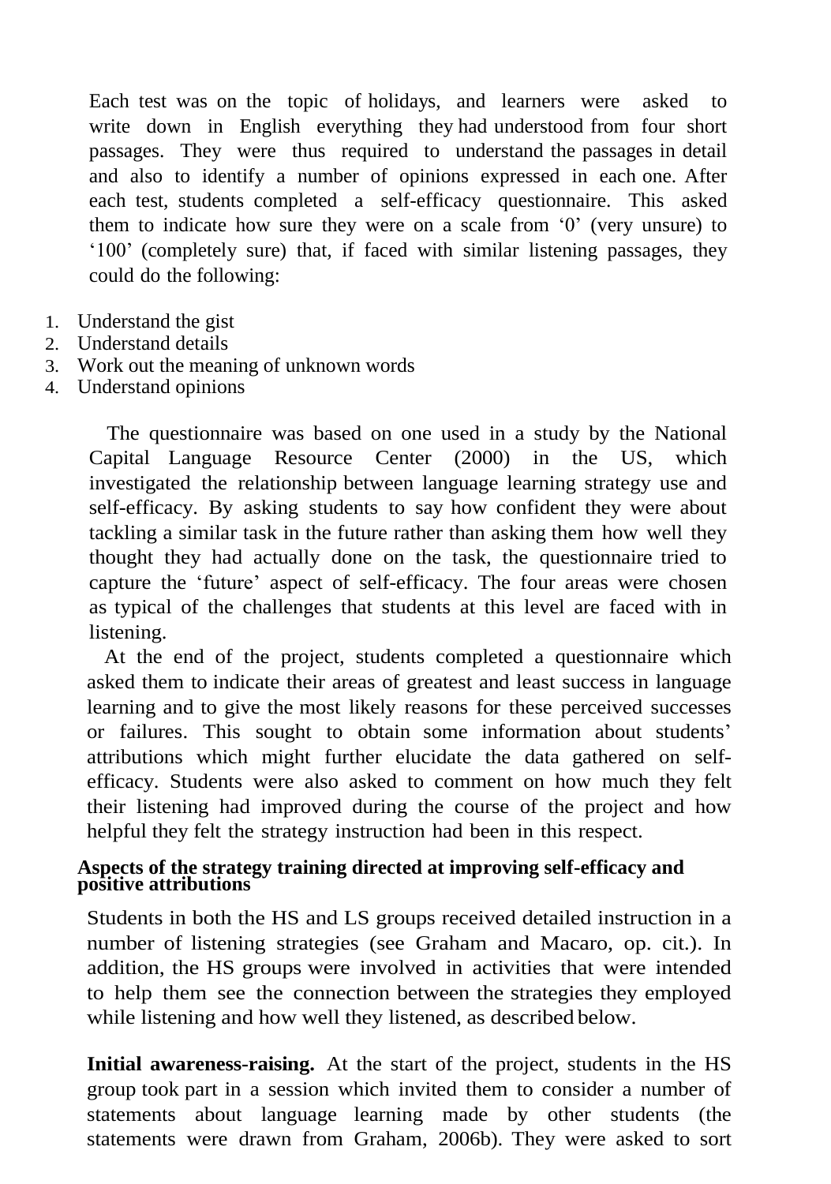Each test was on the topic of holidays, and learners were asked to write down in English everything they had understood from four short passages. They were thus required to understand the passages in detail and also to identify a number of opinions expressed in each one. After each test, students completed a self-efficacy questionnaire. This asked them to indicate how sure they were on a scale from '0' (very unsure) to '100' (completely sure) that, if faced with similar listening passages, they could do the following:

1. Understand the gist
2. Understand details
3. Work out the meaning of unknown words
4. Understand opinions

The questionnaire was based on one used in a study by the National Capital Language Resource Center (2000) in the US, which investigated the relationship between language learning strategy use and self-efficacy. By asking students to say how confident they were about tackling a similar task in the future rather than asking them how well they thought they had actually done on the task, the questionnaire tried to capture the 'future' aspect of self-efficacy. The four areas were chosen as typical of the challenges that students at this level are faced with in listening.

At the end of the project, students completed a questionnaire which asked them to indicate their areas of greatest and least success in language learning and to give the most likely reasons for these perceived successes or failures. This sought to obtain some information about students' attributions which might further elucidate the data gathered on self-efficacy. Students were also asked to comment on how much they felt their listening had improved during the course of the project and how helpful they felt the strategy instruction had been in this respect.

**Aspects of the strategy training directed at improving self-efficacy and positive attributions**

Students in both the HS and LS groups received detailed instruction in a number of listening strategies (see Graham and Macaro, op. cit.). In addition, the HS groups were involved in activities that were intended to help them see the connection between the strategies they employed while listening and how well they listened, as described below.

**Initial awareness-raising.** At the start of the project, students in the HS group took part in a session which invited them to consider a number of statements about language learning made by other students (the statements were drawn from Graham, 2006b). They were asked to sort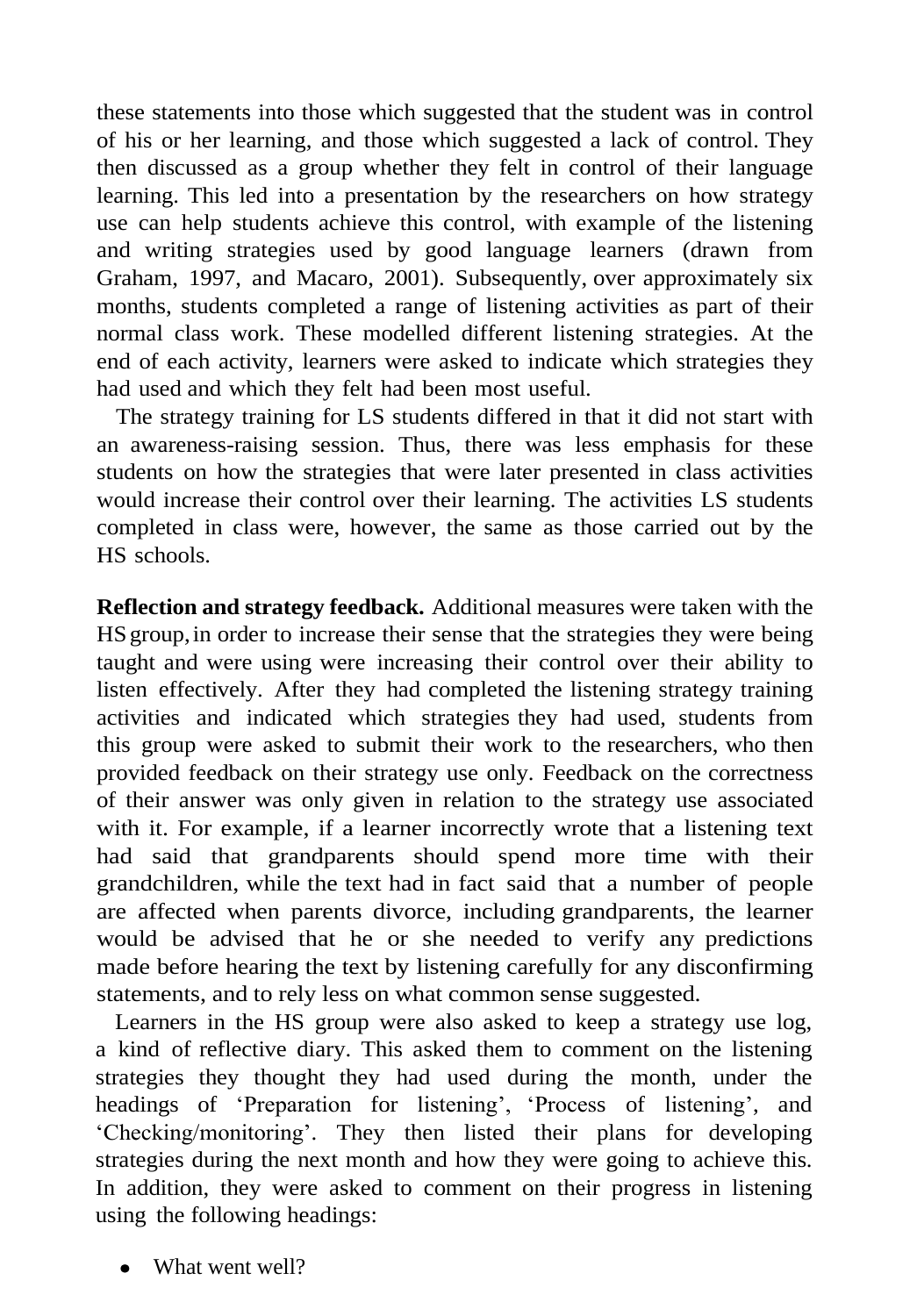these statements into those which suggested that the student was in control of his or her learning, and those which suggested a lack of control. They then discussed as a group whether they felt in control of their language learning. This led into a presentation by the researchers on how strategy use can help students achieve this control, with example of the listening and writing strategies used by good language learners (drawn from Graham, 1997, and Macaro, 2001). Subsequently, over approximately six months, students completed a range of listening activities as part of their normal class work. These modelled different listening strategies. At the end of each activity, learners were asked to indicate which strategies they had used and which they felt had been most useful.

The strategy training for LS students differed in that it did not start with an awareness-raising session. Thus, there was less emphasis for these students on how the strategies that were later presented in class activities would increase their control over their learning. The activities LS students completed in class were, however, the same as those carried out by the HS schools.

**Reflection and strategy feedback.** Additional measures were taken with the HS group, in order to increase their sense that the strategies they were being taught and were using were increasing their control over their ability to listen effectively. After they had completed the listening strategy training activities and indicated which strategies they had used, students from this group were asked to submit their work to the researchers, who then provided feedback on their strategy use only. Feedback on the correctness of their answer was only given in relation to the strategy use associated with it. For example, if a learner incorrectly wrote that a listening text had said that grandparents should spend more time with their grandchildren, while the text had in fact said that a number of people are affected when parents divorce, including grandparents, the learner would be advised that he or she needed to verify any predictions made before hearing the text by listening carefully for any disconfirming statements, and to rely less on what common sense suggested.

Learners in the HS group were also asked to keep a strategy use log, a kind of reflective diary. This asked them to comment on the listening strategies they thought they had used during the month, under the headings of 'Preparation for listening', 'Process of listening', and 'Checking/monitoring'. They then listed their plans for developing strategies during the next month and how they were going to achieve this. In addition, they were asked to comment on their progress in listening using the following headings:

- What went well?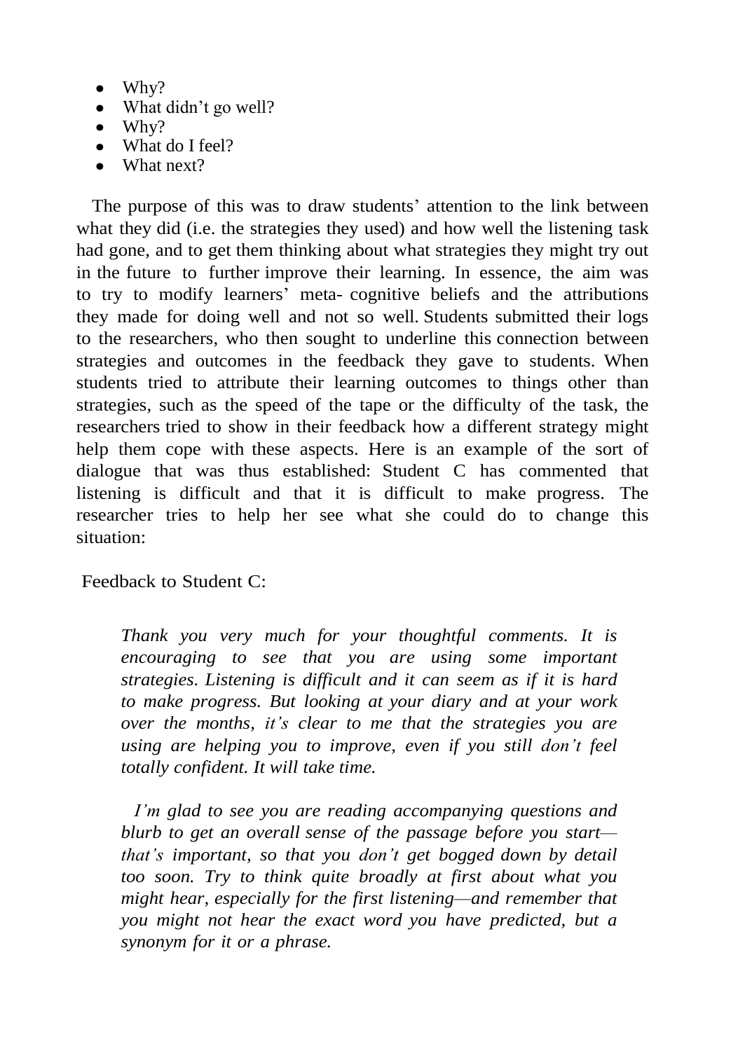- Why?
- What didn't go well?
- Why?
- What do I feel?
- What next?

The purpose of this was to draw students' attention to the link between what they did (i.e. the strategies they used) and how well the listening task had gone, and to get them thinking about what strategies they might try out in the future to further improve their learning. In essence, the aim was to try to modify learners' meta- cognitive beliefs and the attributions they made for doing well and not so well. Students submitted their logs to the researchers, who then sought to underline this connection between strategies and outcomes in the feedback they gave to students. When students tried to attribute their learning outcomes to things other than strategies, such as the speed of the tape or the difficulty of the task, the researchers tried to show in their feedback how a different strategy might help them cope with these aspects. Here is an example of the sort of dialogue that was thus established: Student C has commented that listening is difficult and that it is difficult to make progress. The researcher tries to help her see what she could do to change this situation:

Feedback to Student C:

> *Thank you very much for your thoughtful comments. It is encouraging to see that you are using some important strategies. Listening is difficult and it can seem as if it is hard to make progress. But looking at your diary and at your work over the months, it's clear to me that the strategies you are using are helping you to improve, even if you still don't feel totally confident. It will take time.*
>
> *I'm glad to see you are reading accompanying questions and blurb to get an overall sense of the passage before you start—that's important, so that you don't get bogged down by detail too soon. Try to think quite broadly at first about what you might hear, especially for the first listening—and remember that you might not hear the exact word you have predicted, but a synonym for it or a phrase.*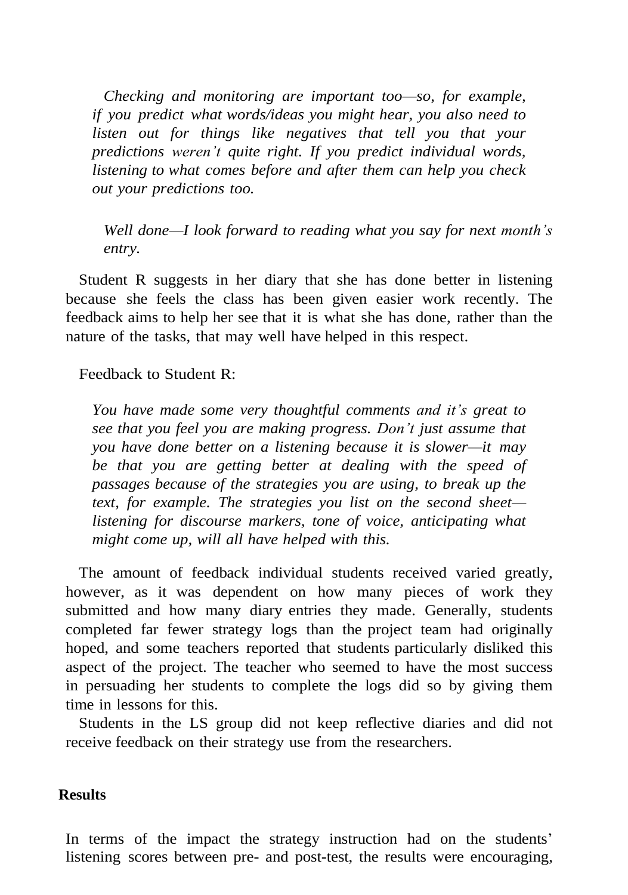*Checking and monitoring are important too—so, for example, if you predict what words/ideas you might hear, you also need to listen out for things like negatives that tell you that your predictions weren't quite right. If you predict individual words, listening to what comes before and after them can help you check out your predictions too.*

*Well done—I look forward to reading what you say for next month's entry.*

Student R suggests in her diary that she has done better in listening because she feels the class has been given easier work recently. The feedback aims to help her see that it is what she has done, rather than the nature of the tasks, that may well have helped in this respect.

Feedback to Student R:

*You have made some very thoughtful comments and it's great to see that you feel you are making progress. Don't just assume that you have done better on a listening because it is slower—it may be that you are getting better at dealing with the speed of passages because of the strategies you are using, to break up the text, for example. The strategies you list on the second sheet—listening for discourse markers, tone of voice, anticipating what might come up, will all have helped with this.*

The amount of feedback individual students received varied greatly, however, as it was dependent on how many pieces of work they submitted and how many diary entries they made. Generally, students completed far fewer strategy logs than the project team had originally hoped, and some teachers reported that students particularly disliked this aspect of the project. The teacher who seemed to have the most success in persuading her students to complete the logs did so by giving them time in lessons for this.

Students in the LS group did not keep reflective diaries and did not receive feedback on their strategy use from the researchers.

## Results

In terms of the impact the strategy instruction had on the students' listening scores between pre- and post-test, the results were encouraging,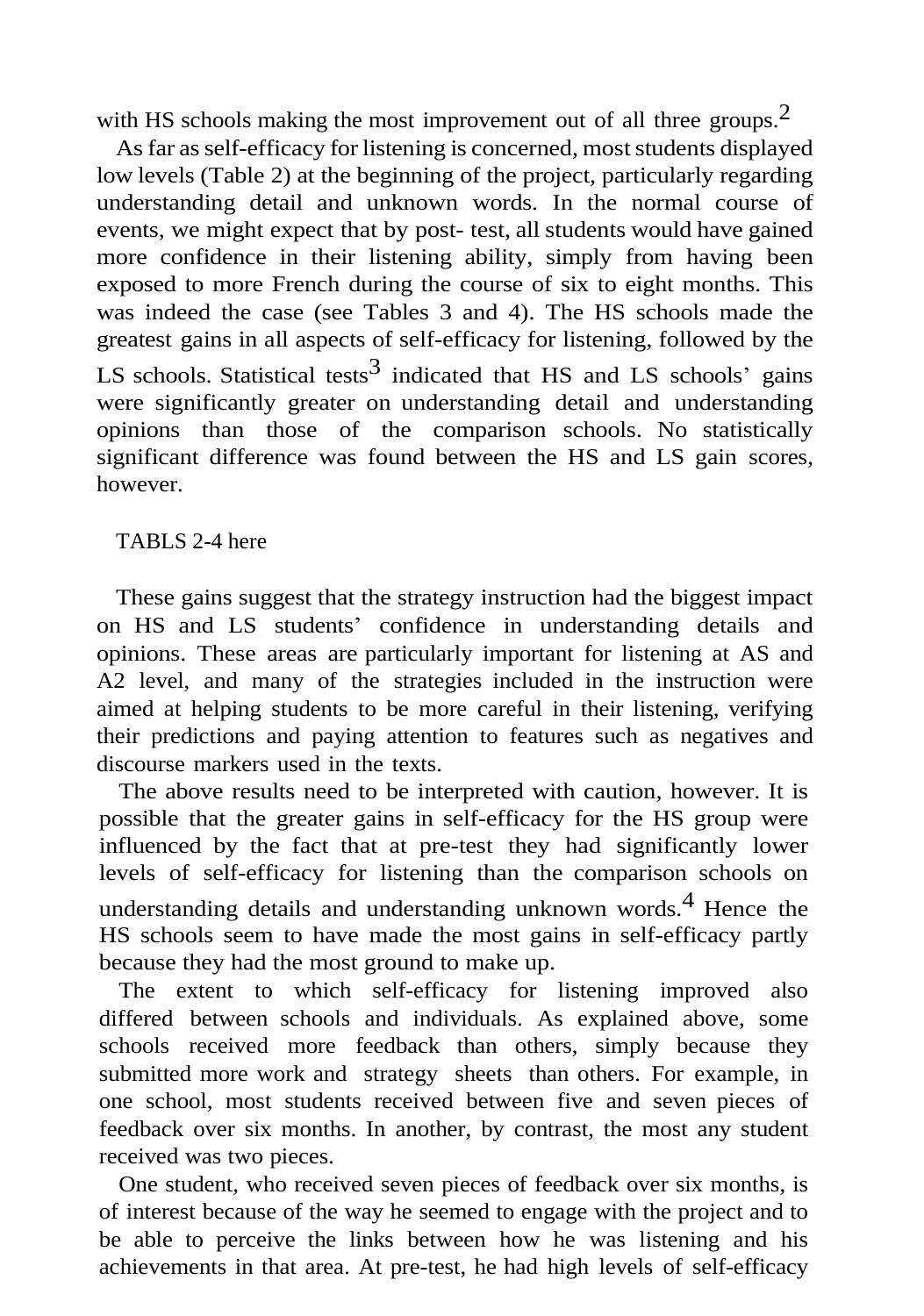with HS schools making the most improvement out of all three groups.[2]

As far as self-efficacy for listening is concerned, most students displayed low levels (Table 2) at the beginning of the project, particularly regarding understanding detail and unknown words. In the normal course of events, we might expect that by post- test, all students would have gained more confidence in their listening ability, simply from having been exposed to more French during the course of six to eight months. This was indeed the case (see Tables 3 and 4). The HS schools made the greatest gains in all aspects of self-efficacy for listening, followed by the LS schools. Statistical tests[3] indicated that HS and LS schools' gains were significantly greater on understanding detail and understanding opinions than those of the comparison schools. No statistically significant difference was found between the HS and LS gain scores, however.

TABLS 2-4 here

These gains suggest that the strategy instruction had the biggest impact on HS and LS students' confidence in understanding details and opinions. These areas are particularly important for listening at AS and A2 level, and many of the strategies included in the instruction were aimed at helping students to be more careful in their listening, verifying their predictions and paying attention to features such as negatives and discourse markers used in the texts.

The above results need to be interpreted with caution, however. It is possible that the greater gains in self-efficacy for the HS group were influenced by the fact that at pre-test they had significantly lower levels of self-efficacy for listening than the comparison schools on understanding details and understanding unknown words.[4] Hence the HS schools seem to have made the most gains in self-efficacy partly because they had the most ground to make up.

The extent to which self-efficacy for listening improved also differed between schools and individuals. As explained above, some schools received more feedback than others, simply because they submitted more work and strategy sheets than others. For example, in one school, most students received between five and seven pieces of feedback over six months. In another, by contrast, the most any student received was two pieces.

One student, who received seven pieces of feedback over six months, is of interest because of the way he seemed to engage with the project and to be able to perceive the links between how he was listening and his achievements in that area. At pre-test, he had high levels of self-efficacy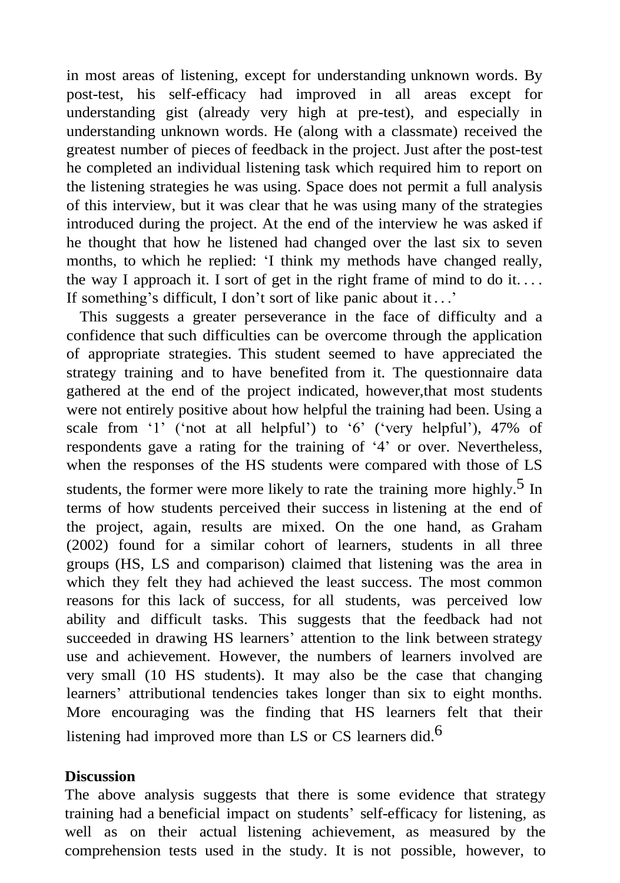in most areas of listening, except for understanding unknown words. By post-test, his self-efficacy had improved in all areas except for understanding gist (already very high at pre-test), and especially in understanding unknown words. He (along with a classmate) received the greatest number of pieces of feedback in the project. Just after the post-test he completed an individual listening task which required him to report on the listening strategies he was using. Space does not permit a full analysis of this interview, but it was clear that he was using many of the strategies introduced during the project. At the end of the interview he was asked if he thought that how he listened had changed over the last six to seven months, to which he replied: 'I think my methods have changed really, the way I approach it. I sort of get in the right frame of mind to do it. . . . If something's difficult, I don't sort of like panic about it . . .'

This suggests a greater perseverance in the face of difficulty and a confidence that such difficulties can be overcome through the application of appropriate strategies. This student seemed to have appreciated the strategy training and to have benefited from it. The questionnaire data gathered at the end of the project indicated, however,that most students were not entirely positive about how helpful the training had been. Using a scale from '1' ('not at all helpful') to '6' ('very helpful'), 47% of respondents gave a rating for the training of '4' or over. Nevertheless, when the responses of the HS students were compared with those of LS students, the former were more likely to rate the training more highly.[5] In terms of how students perceived their success in listening at the end of the project, again, results are mixed. On the one hand, as Graham (2002) found for a similar cohort of learners, students in all three groups (HS, LS and comparison) claimed that listening was the area in which they felt they had achieved the least success. The most common reasons for this lack of success, for all students, was perceived low ability and difficult tasks. This suggests that the feedback had not succeeded in drawing HS learners' attention to the link between strategy use and achievement. However, the numbers of learners involved are very small (10 HS students). It may also be the case that changing learners' attributional tendencies takes longer than six to eight months. More encouraging was the finding that HS learners felt that their listening had improved more than LS or CS learners did.[6]

## Discussion

The above analysis suggests that there is some evidence that strategy training had a beneficial impact on students' self-efficacy for listening, as well as on their actual listening achievement, as measured by the comprehension tests used in the study. It is not possible, however, to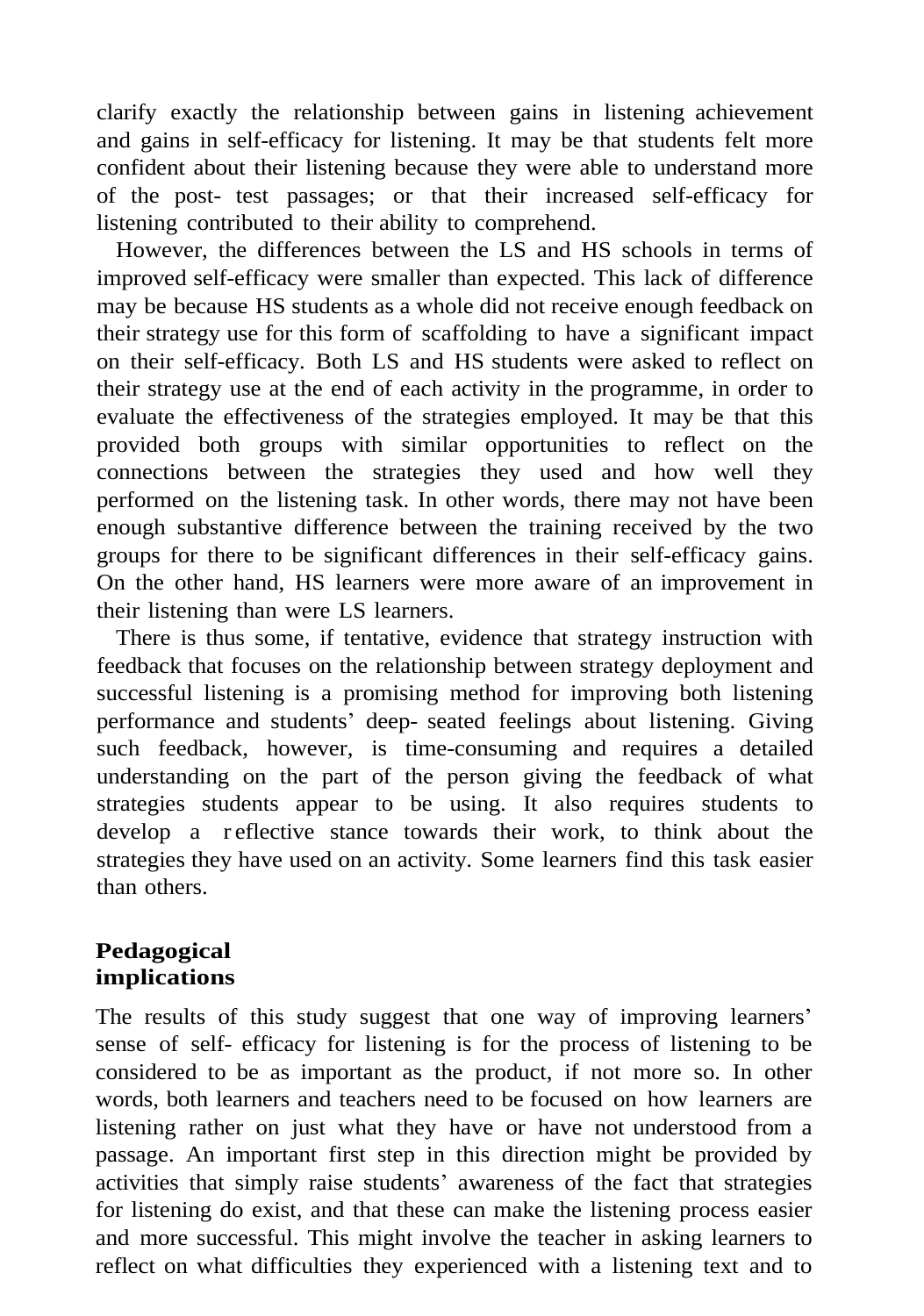clarify exactly the relationship between gains in listening achievement and gains in self-efficacy for listening. It may be that students felt more confident about their listening because they were able to understand more of the post- test passages; or that their increased self-efficacy for listening contributed to their ability to comprehend.

However, the differences between the LS and HS schools in terms of improved self-efficacy were smaller than expected. This lack of difference may be because HS students as a whole did not receive enough feedback on their strategy use for this form of scaffolding to have a significant impact on their self-efficacy. Both LS and HS students were asked to reflect on their strategy use at the end of each activity in the programme, in order to evaluate the effectiveness of the strategies employed. It may be that this provided both groups with similar opportunities to reflect on the connections between the strategies they used and how well they performed on the listening task. In other words, there may not have been enough substantive difference between the training received by the two groups for there to be significant differences in their self-efficacy gains. On the other hand, HS learners were more aware of an improvement in their listening than were LS learners.

There is thus some, if tentative, evidence that strategy instruction with feedback that focuses on the relationship between strategy deployment and successful listening is a promising method for improving both listening performance and students' deep- seated feelings about listening. Giving such feedback, however, is time-consuming and requires a detailed understanding on the part of the person giving the feedback of what strategies students appear to be using. It also requires students to develop a reflective stance towards their work, to think about the strategies they have used on an activity. Some learners find this task easier than others.

## Pedagogical implications

The results of this study suggest that one way of improving learners' sense of self- efficacy for listening is for the process of listening to be considered to be as important as the product, if not more so. In other words, both learners and teachers need to be focused on how learners are listening rather on just what they have or have not understood from a passage. An important first step in this direction might be provided by activities that simply raise students' awareness of the fact that strategies for listening do exist, and that these can make the listening process easier and more successful. This might involve the teacher in asking learners to reflect on what difficulties they experienced with a listening text and to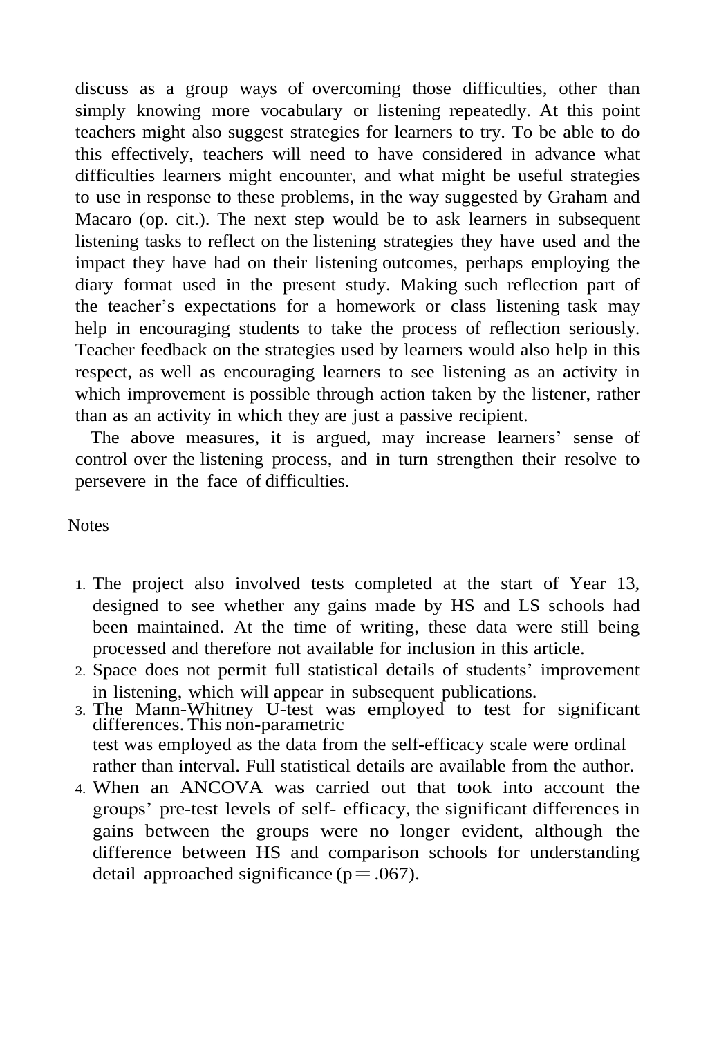discuss as a group ways of overcoming those difficulties, other than simply knowing more vocabulary or listening repeatedly. At this point teachers might also suggest strategies for learners to try. To be able to do this effectively, teachers will need to have considered in advance what difficulties learners might encounter, and what might be useful strategies to use in response to these problems, in the way suggested by Graham and Macaro (op. cit.). The next step would be to ask learners in subsequent listening tasks to reflect on the listening strategies they have used and the impact they have had on their listening outcomes, perhaps employing the diary format used in the present study. Making such reflection part of the teacher's expectations for a homework or class listening task may help in encouraging students to take the process of reflection seriously. Teacher feedback on the strategies used by learners would also help in this respect, as well as encouraging learners to see listening as an activity in which improvement is possible through action taken by the listener, rather than as an activity in which they are just a passive recipient.

The above measures, it is argued, may increase learners' sense of control over the listening process, and in turn strengthen their resolve to persevere in the face of difficulties.

## Notes

1. The project also involved tests completed at the start of Year 13, designed to see whether any gains made by HS and LS schools had been maintained. At the time of writing, these data were still being processed and therefore not available for inclusion in this article.
2. Space does not permit full statistical details of students' improvement in listening, which will appear in subsequent publications.
3. The Mann-Whitney U-test was employed to test for significant differences. This non-parametric test was employed as the data from the self-efficacy scale were ordinal rather than interval. Full statistical details are available from the author.
4. When an ANCOVA was carried out that took into account the groups' pre-test levels of self- efficacy, the significant differences in gains between the groups were no longer evident, although the difference between HS and comparison schools for understanding detail approached significance ($p = .067$).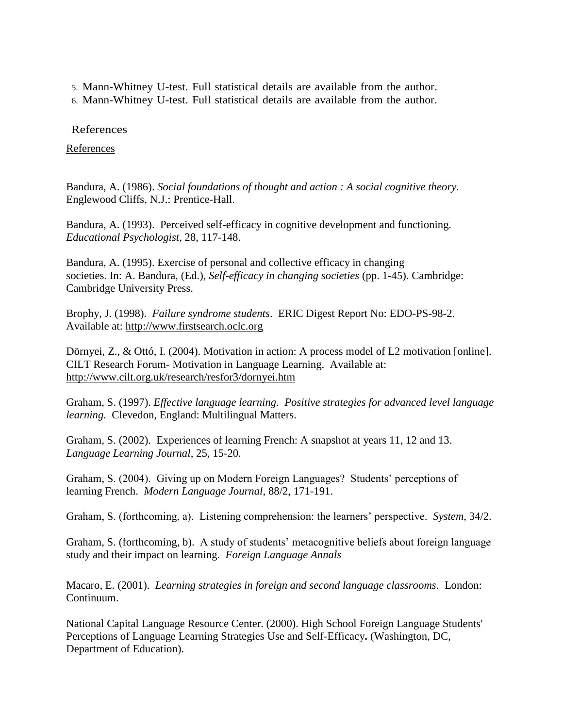5. Mann-Whitney U-test. Full statistical details are available from the author.
6. Mann-Whitney U-test. Full statistical details are available from the author.

## References

References

Bandura, A. (1986). *Social foundations of thought and action : A social cognitive theory.* Englewood Cliffs, N.J.: Prentice-Hall.

Bandura, A. (1993). Perceived self-efficacy in cognitive development and functioning. *Educational Psychologist*, 28, 117-148.

Bandura, A. (1995). Exercise of personal and collective efficacy in changing societies. In: A. Bandura, (Ed.), *Self-efficacy in changing societies* (pp. 1-45). Cambridge: Cambridge University Press.

Brophy, J. (1998). *Failure syndrome students*. ERIC Digest Report No: EDO-PS-98-2. Available at: http://www.firstsearch.oclc.org

Dörnyei, Z., & Ottó, I. (2004). Motivation in action: A process model of L2 motivation [online]. CILT Research Forum- Motivation in Language Learning. Available at: http://www.cilt.org.uk/research/resfor3/dornyei.htm

Graham, S. (1997). *Effective language learning. Positive strategies for advanced level language learning.* Clevedon, England: Multilingual Matters.

Graham, S. (2002). Experiences of learning French: A snapshot at years 11, 12 and 13. *Language Learning Journal*, 25, 15-20.

Graham, S. (2004). Giving up on Modern Foreign Languages? Students' perceptions of learning French. *Modern Language Journal*, 88/2, 171-191.

Graham, S. (forthcoming, a). Listening comprehension: the learners' perspective. *System*, 34/2.

Graham, S. (forthcoming, b). A study of students' metacognitive beliefs about foreign language study and their impact on learning. *Foreign Language Annals*

Macaro, E. (2001). *Learning strategies in foreign and second language classrooms*. London: Continuum.

National Capital Language Resource Center. (2000). High School Foreign Language Students' Perceptions of Language Learning Strategies Use and Self-Efficacy**.** (Washington, DC, Department of Education).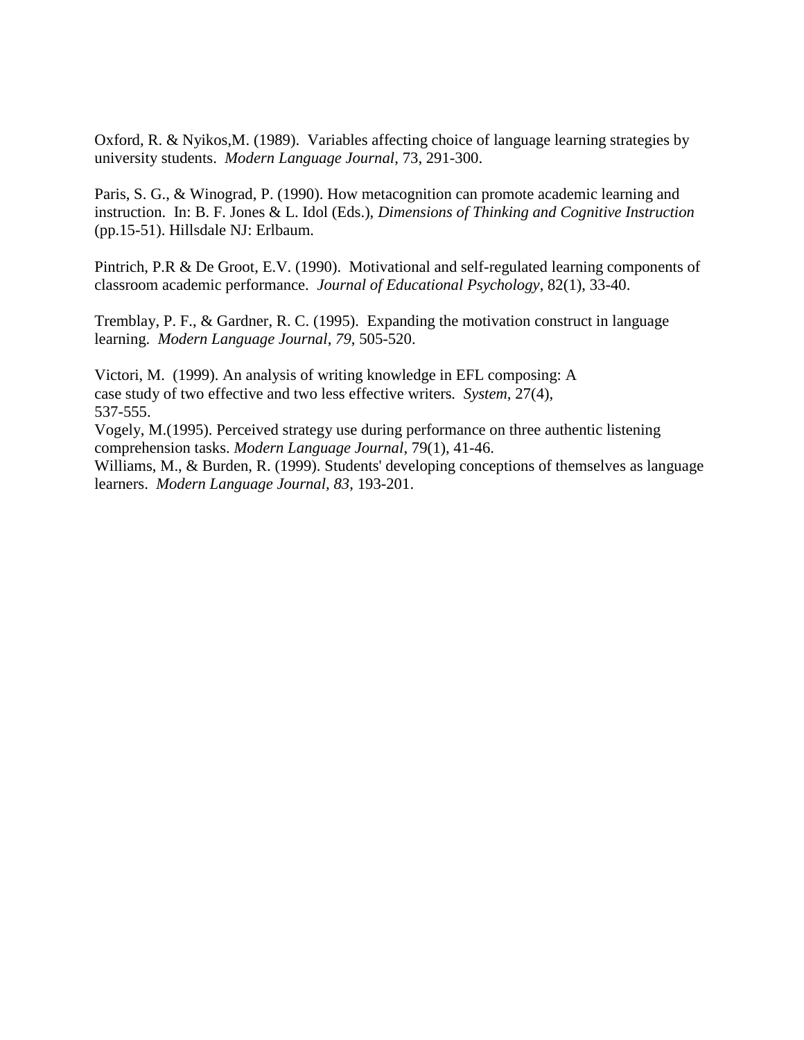Oxford, R. & Nyikos,M. (1989). Variables affecting choice of language learning strategies by university students. *Modern Language Journal*, 73, 291-300.

Paris, S. G., & Winograd, P. (1990). How metacognition can promote academic learning and instruction. In: B. F. Jones & L. Idol (Eds.), *Dimensions of Thinking and Cognitive Instruction* (pp.15-51). Hillsdale NJ: Erlbaum.

Pintrich, P.R & De Groot, E.V. (1990). Motivational and self-regulated learning components of classroom academic performance. *Journal of Educational Psychology*, 82(1), 33-40.

Tremblay, P. F., & Gardner, R. C. (1995). Expanding the motivation construct in language learning. *Modern Language Journal*, *79*, 505-520.

Victori, M. (1999). An analysis of writing knowledge in EFL composing: A case study of two effective and two less effective writers. *System*, 27(4), 537-555.

Vogely, M.(1995). Perceived strategy use during performance on three authentic listening comprehension tasks. *Modern Language Journal*, 79(1), 41-46.

Williams, M., & Burden, R. (1999). Students' developing conceptions of themselves as language learners. *Modern Language Journal*, *83*, 193-201.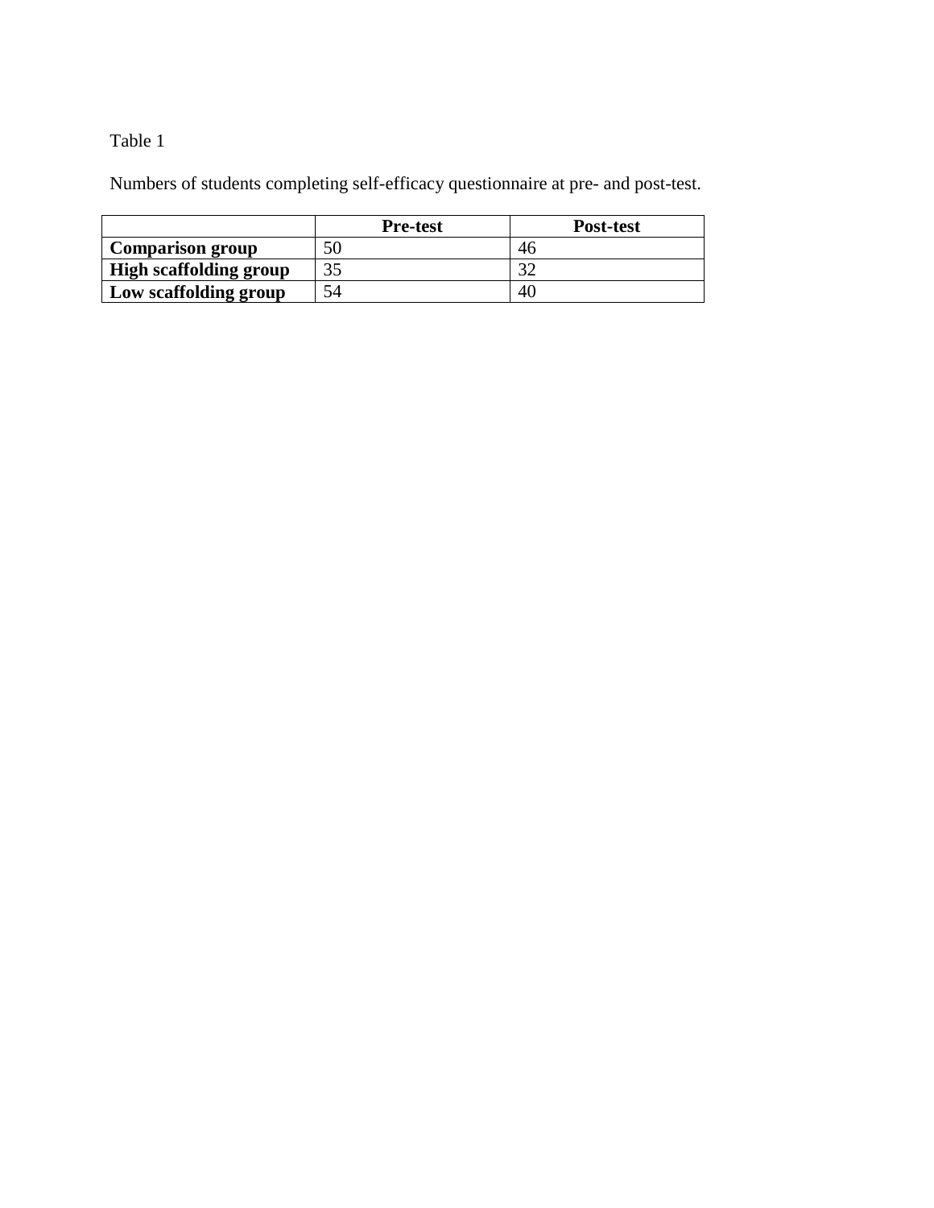Table 1

Numbers of students completing self-efficacy questionnaire at pre- and post-test.

| | **Pre-test** | **Post-test** |
|---|---|---|
| **Comparison group** | 50 | 46 |
| **High scaffolding group** | 35 | 32 |
| **Low scaffolding group** | 54 | 40 |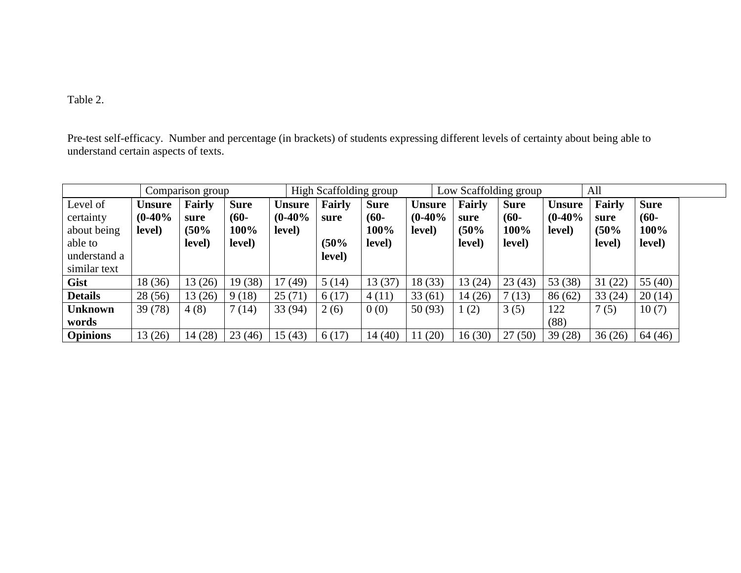Table 2.

Pre-test self-efficacy. Number and percentage (in brackets) of students expressing different levels of certainty about being able to understand certain aspects of texts.

| | Comparison group | | | High Scaffolding group | | | Low Scaffolding group | | | All | | |
|---|---|---|---|---|---|---|---|---|---|---|---|---|
| Level of certainty about being able to understand a similar text | **Unsure (0-40% level)** | **Fairly sure (50% level)** | **Sure (60-100% level)** | **Unsure (0-40% level)** | **Fairly sure (50% level)** | **Sure (60-100% level)** | **Unsure (0-40% level)** | **Fairly sure (50% level)** | **Sure (60-100% level)** | **Unsure (0-40% level)** | **Fairly sure (50% level)** | **Sure (60-100% level)** |
| **Gist** | 18 (36) | 13 (26) | 19 (38) | 17 (49) | 5 (14) | 13 (37) | 18 (33) | 13 (24) | 23 (43) | 53 (38) | 31 (22) | 55 (40) |
| **Details** | 28 (56) | 13 (26) | 9 (18) | 25 (71) | 6 (17) | 4 (11) | 33 (61) | 14 (26) | 7 (13) | 86 (62) | 33 (24) | 20 (14) |
| **Unknown words** | 39 (78) | 4 (8) | 7 (14) | 33 (94) | 2 (6) | 0 (0) | 50 (93) | 1 (2) | 3 (5) | 122 (88) | 7 (5) | 10 (7) |
| **Opinions** | 13 (26) | 14 (28) | 23 (46) | 15 (43) | 6 (17) | 14 (40) | 11 (20) | 16 (30) | 27 (50) | 39 (28) | 36 (26) | 64 (46) |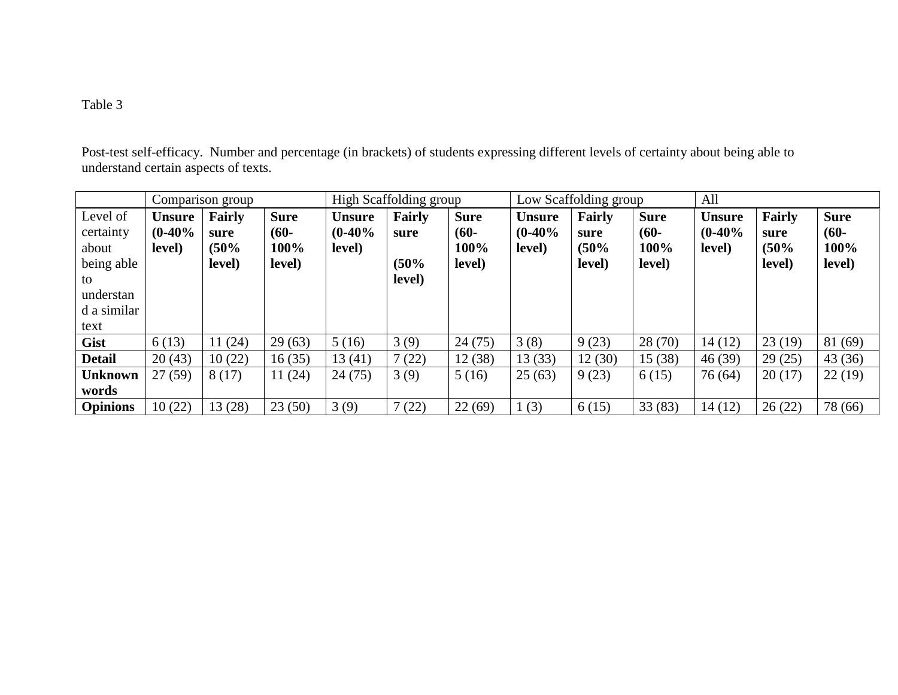Table 3

Post-test self-efficacy. Number and percentage (in brackets) of students expressing different levels of certainty about being able to understand certain aspects of texts.

| | Comparison group | | | High Scaffolding group | | | Low Scaffolding group | | | All | | |
|---|---|---|---|---|---|---|---|---|---|---|---|---|
| Level of certainty about being able to understand a similar text | **Unsure (0-40% level)** | **Fairly sure (50% level)** | **Sure (60-100% level)** | **Unsure (0-40% level)** | **Fairly sure (50% level)** | **Sure (60-100% level)** | **Unsure (0-40% level)** | **Fairly sure (50% level)** | **Sure (60-100% level)** | **Unsure (0-40% level)** | **Fairly sure (50% level)** | **Sure (60-100% level)** |
| **Gist** | 6 (13) | 11 (24) | 29 (63) | 5 (16) | 3 (9) | 24 (75) | 3 (8) | 9 (23) | 28 (70) | 14 (12) | 23 (19) | 81 (69) |
| **Detail** | 20 (43) | 10 (22) | 16 (35) | 13 (41) | 7 (22) | 12 (38) | 13 (33) | 12 (30) | 15 (38) | 46 (39) | 29 (25) | 43 (36) |
| **Unknown words** | 27 (59) | 8 (17) | 11 (24) | 24 (75) | 3 (9) | 5 (16) | 25 (63) | 9 (23) | 6 (15) | 76 (64) | 20 (17) | 22 (19) |
| **Opinions** | 10 (22) | 13 (28) | 23 (50) | 3 (9) | 7 (22) | 22 (69) | 1 (3) | 6 (15) | 33 (83) | 14 (12) | 26 (22) | 78 (66) |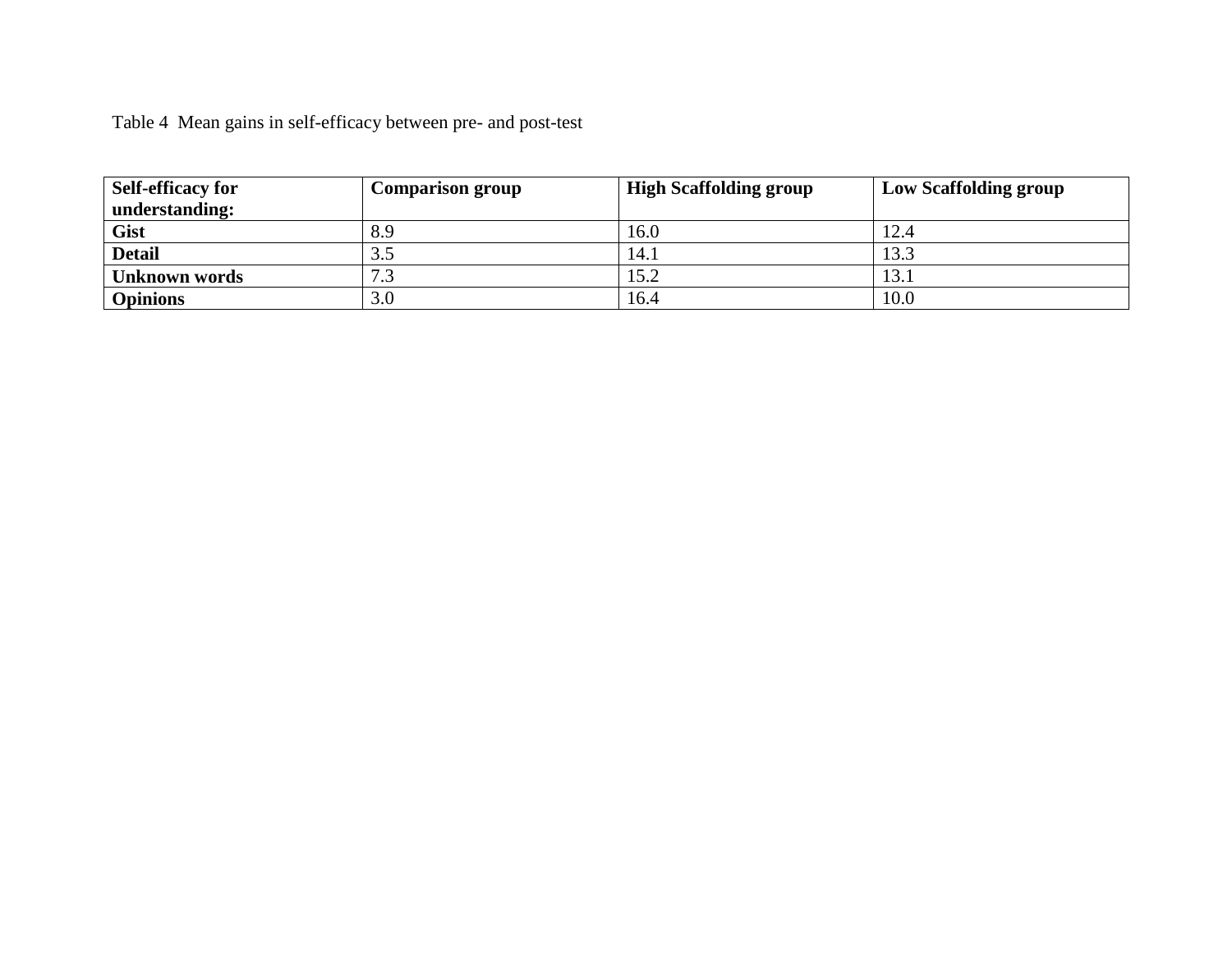Table 4 Mean gains in self-efficacy between pre- and post-test

| **Self-efficacy for understanding:** | **Comparison group** | **High Scaffolding group** | **Low Scaffolding group** |
|---|---|---|---|
| **Gist** | 8.9 | 16.0 | 12.4 |
| **Detail** | 3.5 | 14.1 | 13.3 |
| **Unknown words** | 7.3 | 15.2 | 13.1 |
| **Opinions** | 3.0 | 16.4 | 10.0 |